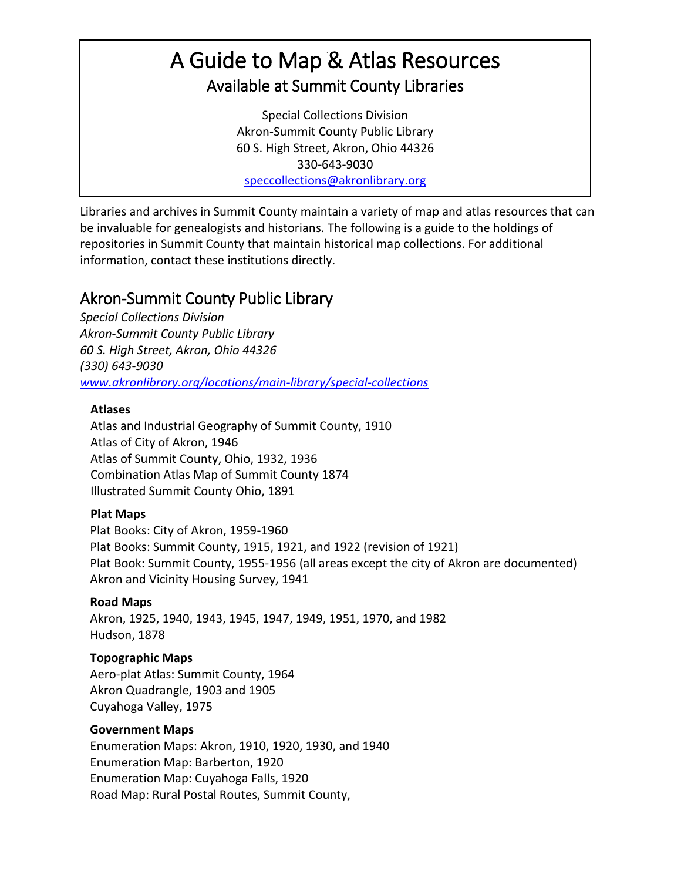# A Guide to Map & Atlas Resources

## Available at Summit County Libraries

Special Collections Division
Akron-Summit County Public Library
60 S. High Street, Akron, Ohio 44326
330-643-9030
speccollections@akronlibrary.org

Libraries and archives in Summit County maintain a variety of map and atlas resources that can be invaluable for genealogists and historians. The following is a guide to the holdings of repositories in Summit County that maintain historical map collections. For additional information, contact these institutions directly.

## Akron-Summit County Public Library

*Special Collections Division*
*Akron-Summit County Public Library*
*60 S. High Street, Akron, Ohio 44326*
*(330) 643-9030*
*www.akronlibrary.org/locations/main-library/special-collections*

**Atlases**

Atlas and Industrial Geography of Summit County, 1910
Atlas of City of Akron, 1946
Atlas of Summit County, Ohio, 1932, 1936
Combination Atlas Map of Summit County 1874
Illustrated Summit County Ohio, 1891

**Plat Maps**

Plat Books: City of Akron, 1959-1960
Plat Books: Summit County, 1915, 1921, and 1922 (revision of 1921)
Plat Book: Summit County, 1955-1956 (all areas except the city of Akron are documented)
Akron and Vicinity Housing Survey, 1941

**Road Maps**

Akron, 1925, 1940, 1943, 1945, 1947, 1949, 1951, 1970, and 1982
Hudson, 1878

**Topographic Maps**

Aero-plat Atlas: Summit County, 1964
Akron Quadrangle, 1903 and 1905
Cuyahoga Valley, 1975

**Government Maps**

Enumeration Maps: Akron, 1910, 1920, 1930, and 1940
Enumeration Map: Barberton, 1920
Enumeration Map: Cuyahoga Falls, 1920
Road Map: Rural Postal Routes, Summit County,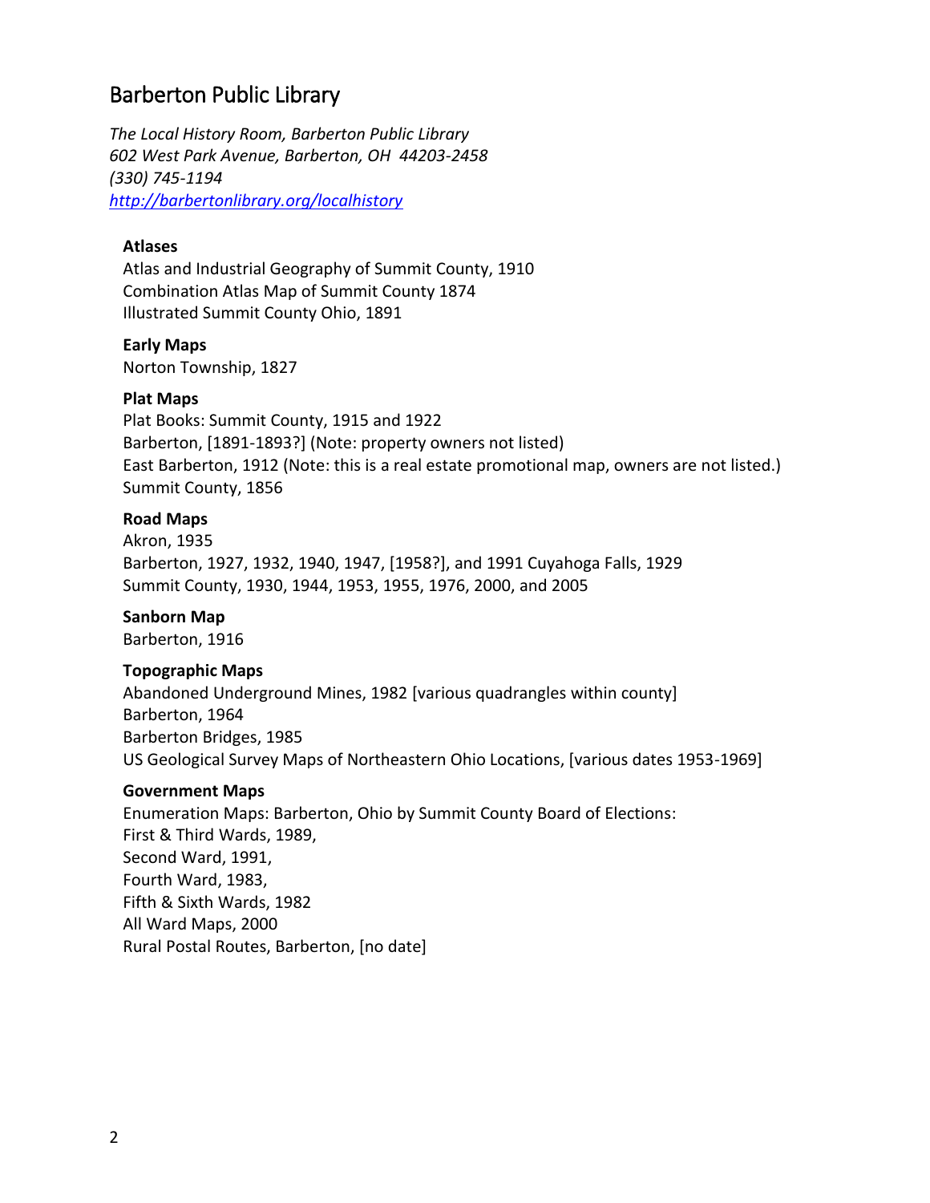## Barberton Public Library

*The Local History Room, Barberton Public Library*
*602 West Park Avenue, Barberton, OH 44203-2458*
*(330) 745-1194*
*[http://barbertonlibrary.org/localhistory](http://barbertonlibrary.org/localhistory)*

**Atlases**
Atlas and Industrial Geography of Summit County, 1910
Combination Atlas Map of Summit County 1874
Illustrated Summit County Ohio, 1891

**Early Maps**
Norton Township, 1827

**Plat Maps**
Plat Books: Summit County, 1915 and 1922
Barberton, [1891-1893?] (Note: property owners not listed)
East Barberton, 1912 (Note: this is a real estate promotional map, owners are not listed.)
Summit County, 1856

**Road Maps**
Akron, 1935
Barberton, 1927, 1932, 1940, 1947, [1958?], and 1991 Cuyahoga Falls, 1929
Summit County, 1930, 1944, 1953, 1955, 1976, 2000, and 2005

**Sanborn Map**
Barberton, 1916

**Topographic Maps**
Abandoned Underground Mines, 1982 [various quadrangles within county]
Barberton, 1964
Barberton Bridges, 1985
US Geological Survey Maps of Northeastern Ohio Locations, [various dates 1953-1969]

**Government Maps**
Enumeration Maps: Barberton, Ohio by Summit County Board of Elections:
First & Third Wards, 1989,
Second Ward, 1991,
Fourth Ward, 1983,
Fifth & Sixth Wards, 1982
All Ward Maps, 2000
Rural Postal Routes, Barberton, [no date]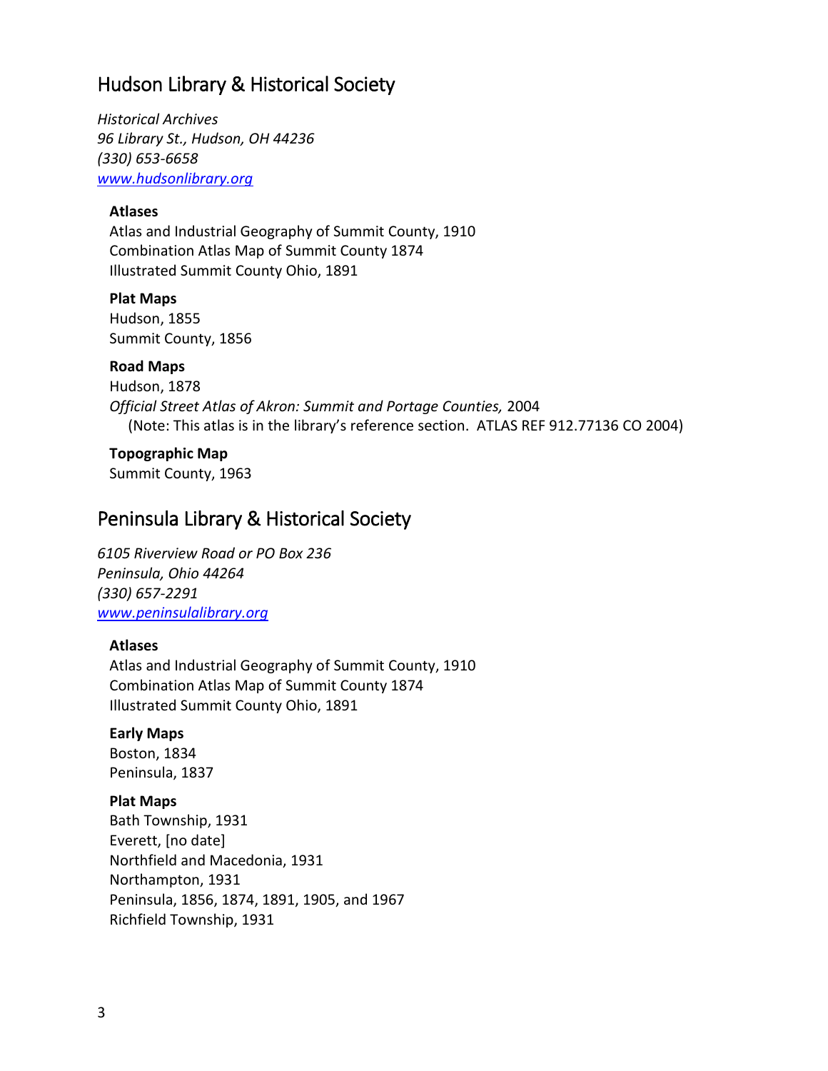## Hudson Library & Historical Society

*Historical Archives*
*96 Library St., Hudson, OH 44236*
*(330) 653-6658*
*[www.hudsonlibrary.org](http://www.hudsonlibrary.org)*

**Atlases**
Atlas and Industrial Geography of Summit County, 1910
Combination Atlas Map of Summit County 1874
Illustrated Summit County Ohio, 1891

**Plat Maps**
Hudson, 1855
Summit County, 1856

**Road Maps**
Hudson, 1878
*Official Street Atlas of Akron: Summit and Portage Counties,* 2004
(Note: This atlas is in the library's reference section. ATLAS REF 912.77136 CO 2004)

**Topographic Map**
Summit County, 1963

## Peninsula Library & Historical Society

*6105 Riverview Road or PO Box 236*
*Peninsula, Ohio 44264*
*(330) 657-2291*
*[www.peninsulalibrary.org](http://www.peninsulalibrary.org)*

**Atlases**
Atlas and Industrial Geography of Summit County, 1910
Combination Atlas Map of Summit County 1874
Illustrated Summit County Ohio, 1891

**Early Maps**
Boston, 1834
Peninsula, 1837

**Plat Maps**
Bath Township, 1931
Everett, [no date]
Northfield and Macedonia, 1931
Northampton, 1931
Peninsula, 1856, 1874, 1891, 1905, and 1967
Richfield Township, 1931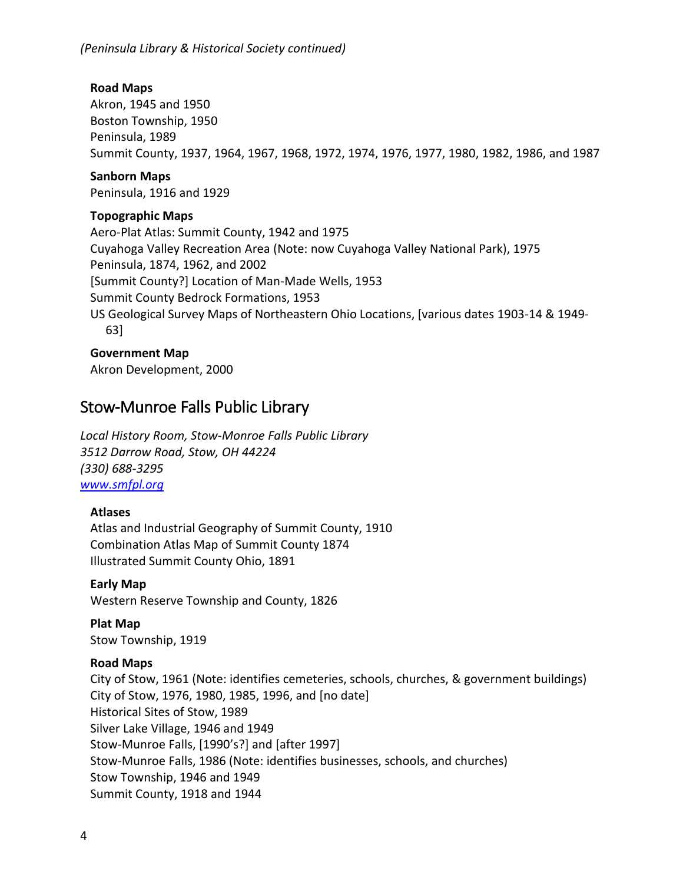*(Peninsula Library & Historical Society continued)*

**Road Maps**
Akron, 1945 and 1950
Boston Township, 1950
Peninsula, 1989
Summit County, 1937, 1964, 1967, 1968, 1972, 1974, 1976, 1977, 1980, 1982, 1986, and 1987

**Sanborn Maps**
Peninsula, 1916 and 1929

**Topographic Maps**
Aero-Plat Atlas: Summit County, 1942 and 1975
Cuyahoga Valley Recreation Area (Note: now Cuyahoga Valley National Park), 1975
Peninsula, 1874, 1962, and 2002
[Summit County?] Location of Man-Made Wells, 1953
Summit County Bedrock Formations, 1953
US Geological Survey Maps of Northeastern Ohio Locations, [various dates 1903-14 & 1949-63]

**Government Map**
Akron Development, 2000

## Stow-Munroe Falls Public Library

*Local History Room, Stow-Monroe Falls Public Library*
*3512 Darrow Road, Stow, OH 44224*
*(330) 688-3295*
*[www.smfpl.org](http://www.smfpl.org)*

**Atlases**
Atlas and Industrial Geography of Summit County, 1910
Combination Atlas Map of Summit County 1874
Illustrated Summit County Ohio, 1891

**Early Map**
Western Reserve Township and County, 1826

**Plat Map**
Stow Township, 1919

**Road Maps**
City of Stow, 1961 (Note: identifies cemeteries, schools, churches, & government buildings)
City of Stow, 1976, 1980, 1985, 1996, and [no date]
Historical Sites of Stow, 1989
Silver Lake Village, 1946 and 1949
Stow-Munroe Falls, [1990's?] and [after 1997]
Stow-Munroe Falls, 1986 (Note: identifies businesses, schools, and churches)
Stow Township, 1946 and 1949
Summit County, 1918 and 1944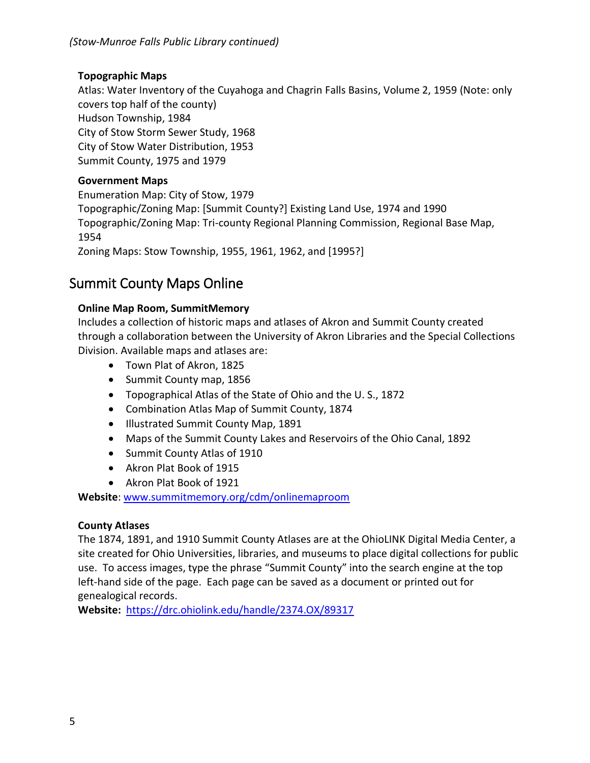*(Stow-Munroe Falls Public Library continued)*

**Topographic Maps**

Atlas: Water Inventory of the Cuyahoga and Chagrin Falls Basins, Volume 2, 1959 (Note: only covers top half of the county)
Hudson Township, 1984
City of Stow Storm Sewer Study, 1968
City of Stow Water Distribution, 1953
Summit County, 1975 and 1979

**Government Maps**

Enumeration Map: City of Stow, 1979
Topographic/Zoning Map: [Summit County?] Existing Land Use, 1974 and 1990
Topographic/Zoning Map: Tri-county Regional Planning Commission, Regional Base Map, 1954
Zoning Maps: Stow Township, 1955, 1961, 1962, and [1995?]

## Summit County Maps Online

**Online Map Room, SummitMemory**

Includes a collection of historic maps and atlases of Akron and Summit County created through a collaboration between the University of Akron Libraries and the Special Collections Division. Available maps and atlases are:

- Town Plat of Akron, 1825
- Summit County map, 1856
- Topographical Atlas of the State of Ohio and the U. S., 1872
- Combination Atlas Map of Summit County, 1874
- Illustrated Summit County Map, 1891
- Maps of the Summit County Lakes and Reservoirs of the Ohio Canal, 1892
- Summit County Atlas of 1910
- Akron Plat Book of 1915
- Akron Plat Book of 1921

**Website**: www.summitmemory.org/cdm/onlinemaproom

**County Atlases**

The 1874, 1891, and 1910 Summit County Atlases are at the OhioLINK Digital Media Center, a site created for Ohio Universities, libraries, and museums to place digital collections for public use. To access images, type the phrase "Summit County" into the search engine at the top left-hand side of the page. Each page can be saved as a document or printed out for genealogical records.

**Website:** https://drc.ohiolink.edu/handle/2374.OX/89317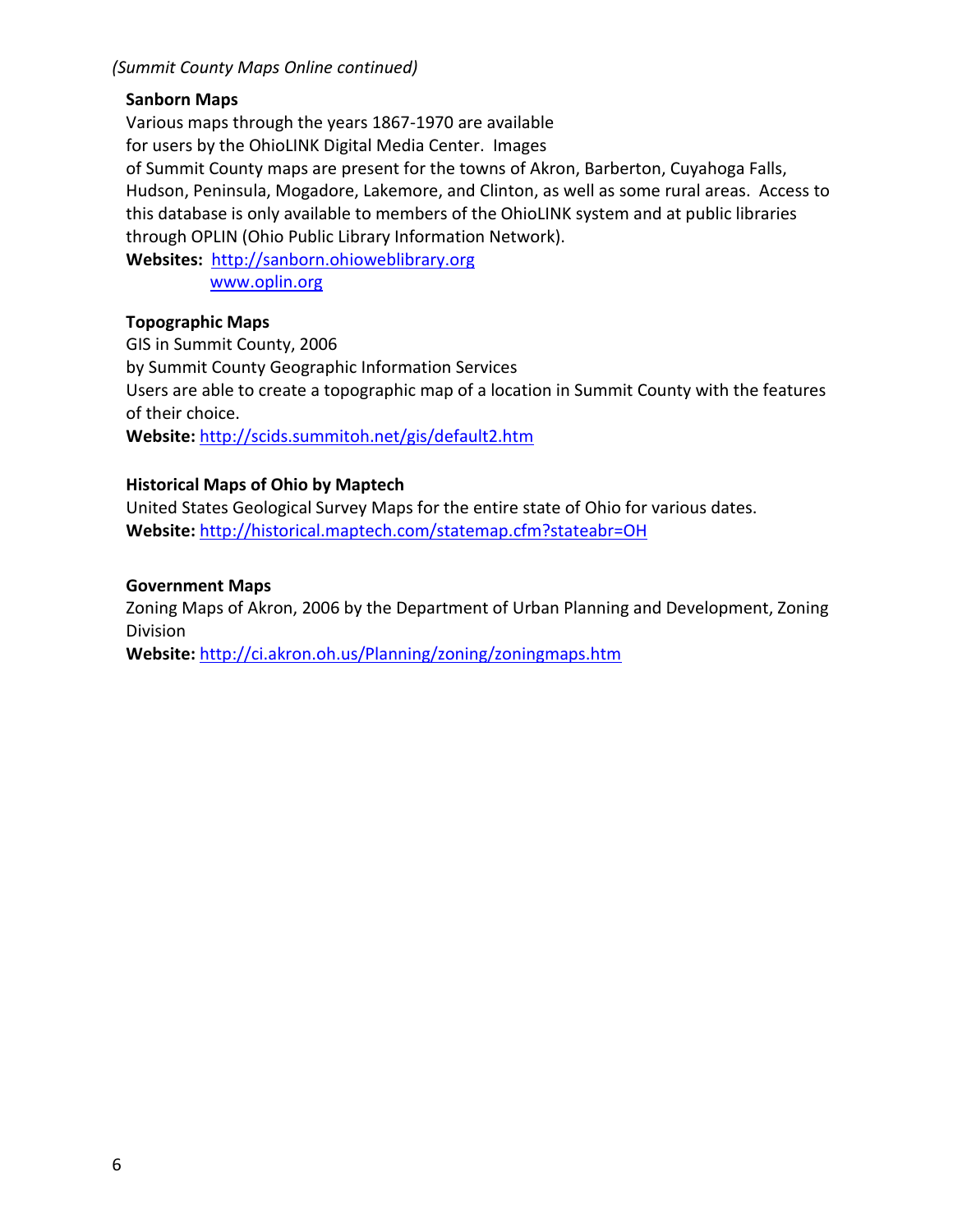*(Summit County Maps Online continued)*

**Sanborn Maps**

Various maps through the years 1867-1970 are available for users by the OhioLINK Digital Media Center. Images of Summit County maps are present for the towns of Akron, Barberton, Cuyahoga Falls, Hudson, Peninsula, Mogadore, Lakemore, and Clinton, as well as some rural areas. Access to this database is only available to members of the OhioLINK system and at public libraries through OPLIN (Ohio Public Library Information Network).

**Websites:** http://sanborn.ohioweblibrary.org
www.oplin.org

**Topographic Maps**

GIS in Summit County, 2006
by Summit County Geographic Information Services
Users are able to create a topographic map of a location in Summit County with the features of their choice.

**Website:** http://scids.summitoh.net/gis/default2.htm

**Historical Maps of Ohio by Maptech**

United States Geological Survey Maps for the entire state of Ohio for various dates.

**Website:** http://historical.maptech.com/statemap.cfm?stateabr=OH

**Government Maps**

Zoning Maps of Akron, 2006 by the Department of Urban Planning and Development, Zoning Division

**Website:** http://ci.akron.oh.us/Planning/zoning/zoningmaps.htm